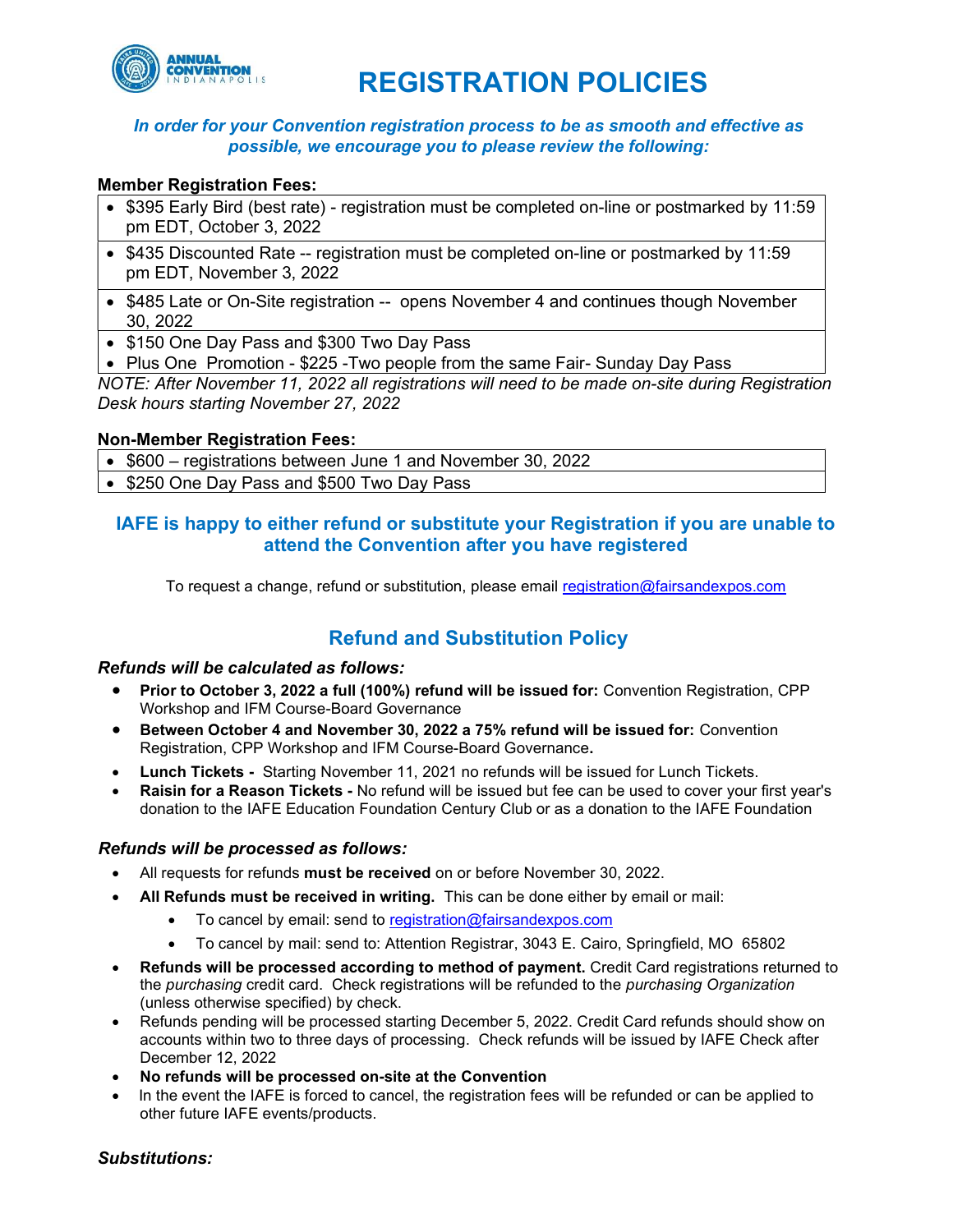# REGISTRATION POLICIES

***In order for your Convention registration process to be as smooth and effective as possible, we encourage you to please review the following:***

**Member Registration Fees:**

- $395 Early Bird (best rate) - registration must be completed on-line or postmarked by 11:59 pm EDT, October 3, 2022
- $435 Discounted Rate -- registration must be completed on-line or postmarked by 11:59 pm EDT, November 3, 2022
- $485 Late or On-Site registration -- opens November 4 and continues though November 30, 2022
- $150 One Day Pass and $300 Two Day Pass
- Plus One Promotion - $225 -Two people from the same Fair- Sunday Day Pass

*NOTE: After November 11, 2022 all registrations will need to be made on-site during Registration Desk hours starting November 27, 2022*

**Non-Member Registration Fees:**

- $600 – registrations between June 1 and November 30, 2022
- $250 One Day Pass and $500 Two Day Pass

## IAFE is happy to either refund or substitute your Registration if you are unable to attend the Convention after you have registered

To request a change, refund or substitution, please email registration@fairsandexpos.com

## Refund and Substitution Policy

***Refunds will be calculated as follows:***

- **Prior to October 3, 2022 a full (100%) refund will be issued for:** Convention Registration, CPP Workshop and IFM Course-Board Governance
- **Between October 4 and November 30, 2022 a 75% refund will be issued for:** Convention Registration, CPP Workshop and IFM Course-Board Governance**.**
- **Lunch Tickets -** Starting November 11, 2021 no refunds will be issued for Lunch Tickets.
- **Raisin for a Reason Tickets -** No refund will be issued but fee can be used to cover your first year's donation to the IAFE Education Foundation Century Club or as a donation to the IAFE Foundation

***Refunds will be processed as follows:***

- All requests for refunds **must be received** on or before November 30, 2022.
- **All Refunds must be received in writing.** This can be done either by email or mail:
  - To cancel by email: send to registration@fairsandexpos.com
  - To cancel by mail: send to: Attention Registrar, 3043 E. Cairo, Springfield, MO 65802
- **Refunds will be processed according to method of payment.** Credit Card registrations returned to the *purchasing* credit card. Check registrations will be refunded to the *purchasing Organization* (unless otherwise specified) by check.
- Refunds pending will be processed starting December 5, 2022. Credit Card refunds should show on accounts within two to three days of processing. Check refunds will be issued by IAFE Check after December 12, 2022
- **No refunds will be processed on-site at the Convention**
- In the event the IAFE is forced to cancel, the registration fees will be refunded or can be applied to other future IAFE events/products.

***Substitutions:***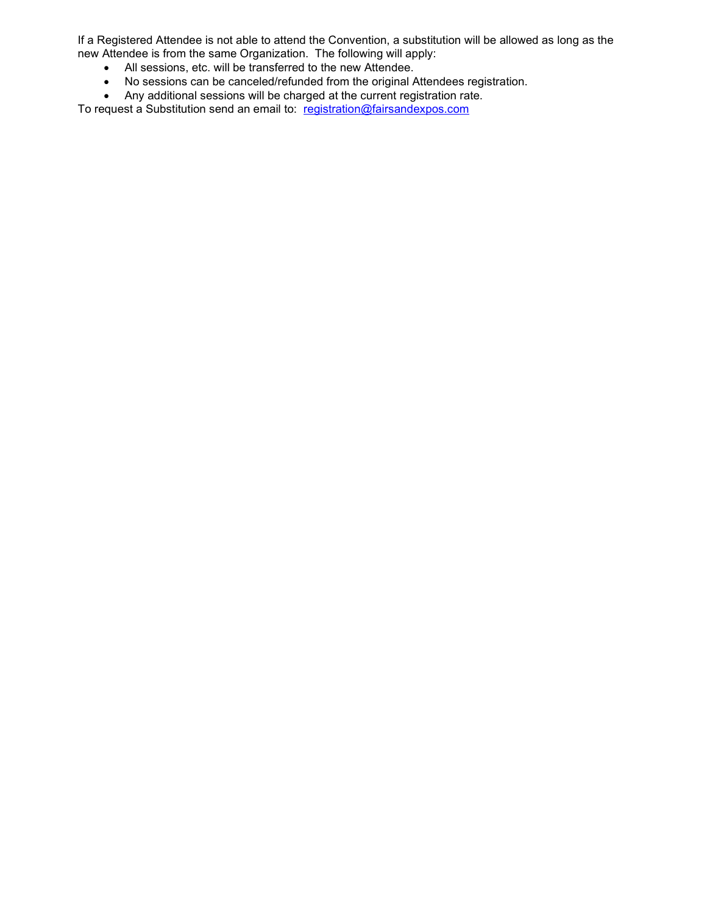If a Registered Attendee is not able to attend the Convention, a substitution will be allowed as long as the new Attendee is from the same Organization. The following will apply:

- All sessions, etc. will be transferred to the new Attendee.
- No sessions can be canceled/refunded from the original Attendees registration.
- Any additional sessions will be charged at the current registration rate.

To request a Substitution send an email to: registration@fairsandexpos.com